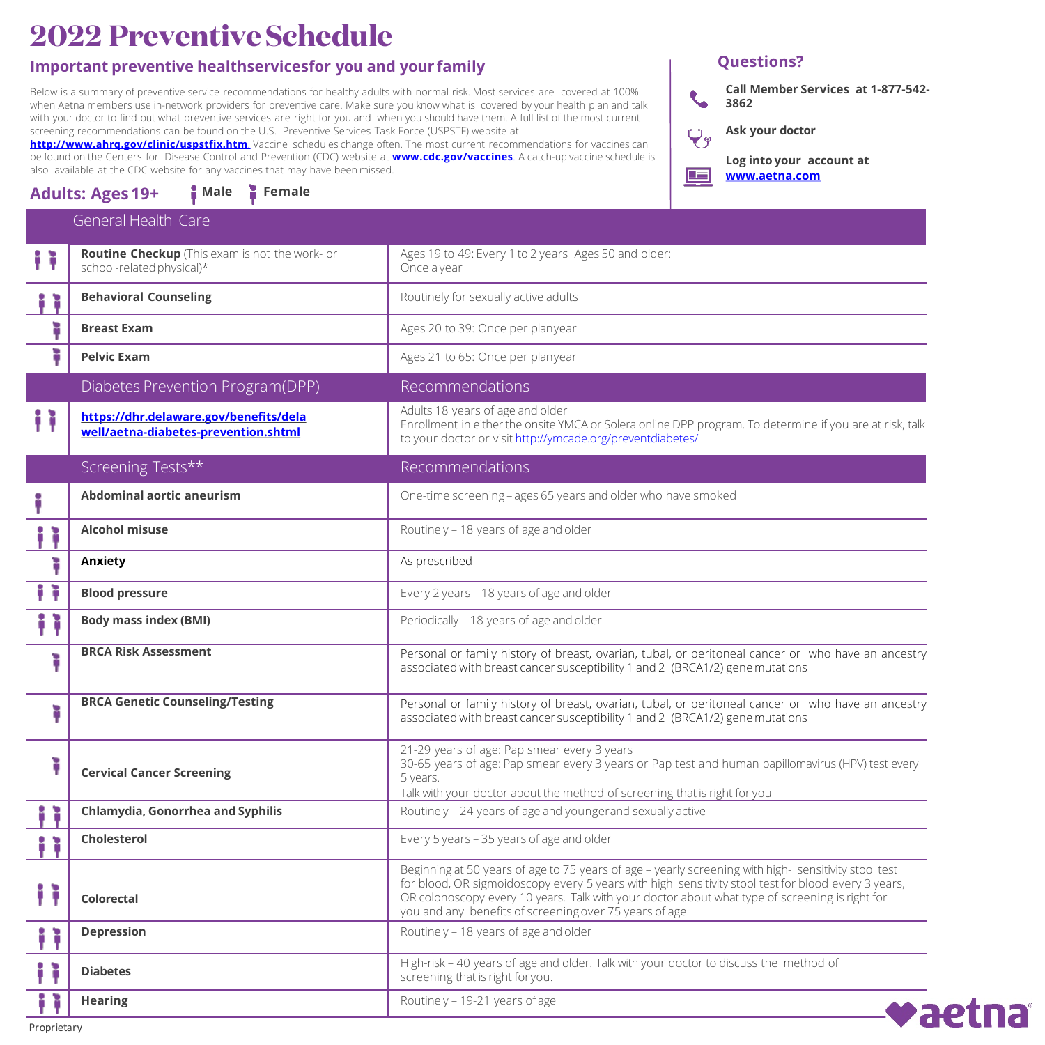# 2022 Preventive Schedule

## Important preventive healthservicesfor you and your family

Below is a summary of preventive service recommendations for healthy adults with normal risk. Most services are covered at 100% when Aetna members use in-network providers for preventive care. Make sure you know what is covered by your health plan and talk with your doctor to find out what preventive services are right for you and when you should have them. A full list of the most current screening recommendations can be found on the U.S. Preventive Services Task Force (USPSTF) website at **http://www.ahrq.gov/clinic/uspstfix.htm.** Vaccine schedules change often. The most current recommendations for vaccines can be found on the Centers for Disease Control and Prevention (CDC) website at **www.cdc.gov/vaccines.** A catch-up vaccine schedule is also available at the CDC website for any vaccines that may have been missed.

### Questions?

- **Call Member Services at 1-877-542-3862**
- **Ask your doctor**
- **Log into your account at www.aetna.com**

## Adults: Ages 19+

Male / Female

| | General Health Care | |
|---|---|---|
| Male, Female | **Routine Checkup** (This exam is not the work- or school-related physical)* | Ages 19 to 49: Every 1 to 2 years Ages 50 and older: Once a year |
| Male, Female | **Behavioral Counseling** | Routinely for sexually active adults |
| Female | **Breast Exam** | Ages 20 to 39: Once per planyear |
| Female | **Pelvic Exam** | Ages 21 to 65: Once per planyear |
| | **Diabetes Prevention Program(DPP)** | **Recommendations** |
| Male, Female | **https://dhr.delaware.gov/benefits/delawell/aetna-diabetes-prevention.shtml** | Adults 18 years of age and older<br>Enrollment in either the onsite YMCA or Solera online DPP program. To determine if you are at risk, talk to your doctor or visit http://ymcade.org/preventdiabetes/ |
| | **Screening Tests**** | **Recommendations** |
| Male | **Abdominal aortic aneurism** | One-time screening – ages 65 years and older who have smoked |
| Male, Female | **Alcohol misuse** | Routinely – 18 years of age and older |
| Female | **Anxiety** | As prescribed |
| Male, Female | **Blood pressure** | Every 2 years – 18 years of age and older |
| Male, Female | **Body mass index (BMI)** | Periodically – 18 years of age and older |
| Female | **BRCA Risk Assessment** | Personal or family history of breast, ovarian, tubal, or peritoneal cancer or who have an ancestry associated with breast cancer susceptibility 1 and 2 (BRCA1/2) gene mutations |
| Female | **BRCA Genetic Counseling/Testing** | Personal or family history of breast, ovarian, tubal, or peritoneal cancer or who have an ancestry associated with breast cancer susceptibility 1 and 2 (BRCA1/2) gene mutations |
| Female | **Cervical Cancer Screening** | 21-29 years of age: Pap smear every 3 years<br>30-65 years of age: Pap smear every 3 years or Pap test and human papillomavirus (HPV) test every 5 years.<br>Talk with your doctor about the method of screening that is right for you |
| Male, Female | **Chlamydia, Gonorrhea and Syphilis** | Routinely – 24 years of age and youngerand sexually active |
| Male, Female | **Cholesterol** | Every 5 years – 35 years of age and older |
| Male, Female | **Colorectal** | Beginning at 50 years of age to 75 years of age – yearly screening with high- sensitivity stool test for blood, OR sigmoidoscopy every 5 years with high sensitivity stool test for blood every 3 years, OR colonoscopy every 10 years. Talk with your doctor about what type of screening is right for you and any benefits of screening over 75 years of age. |
| Male, Female | **Depression** | Routinely – 18 years of age and older |
| Male, Female | **Diabetes** | High-risk – 40 years of age and older. Talk with your doctor to discuss the method of screening that is right foryou. |
| Male, Female | **Hearing** | Routinely – 19-21 years of age |

Proprietary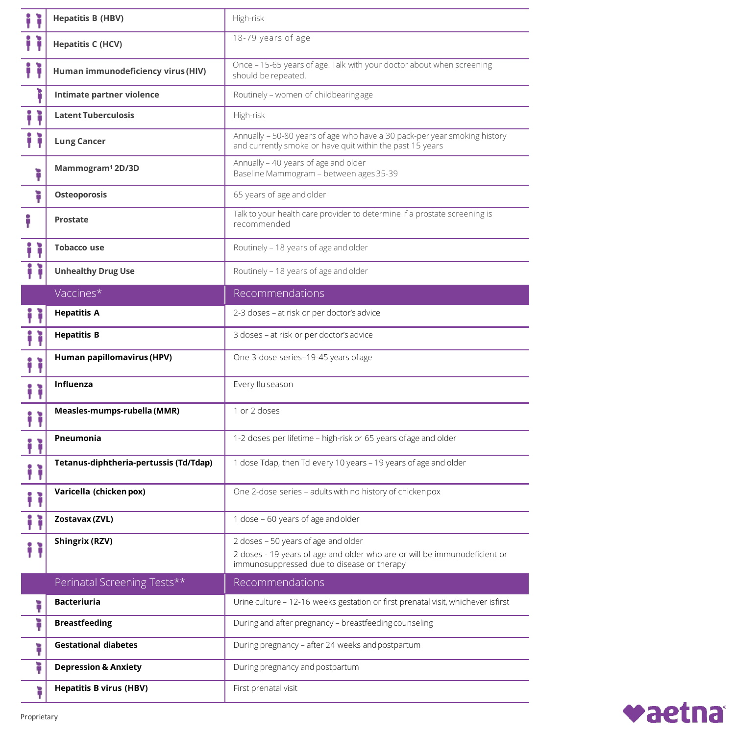| | | |
|---|---|---|
| | **Hepatitis B (HBV)** | High-risk |
| | **Hepatitis C (HCV)** | 18-79 years of age |
| | **Human immunodeficiency virus (HIV)** | Once – 15-65 years of age. Talk with your doctor about when screening should be repeated. |
| | **Intimate partner violence** | Routinely – women of childbearing age |
| | **Latent Tuberculosis** | High-risk |
| | **Lung Cancer** | Annually – 50-80 years of age who have a 30 pack-per year smoking history and currently smoke or have quit within the past 15 years |
| | **Mammogram[1] 2D/3D** | Annually – 40 years of age and older<br>Baseline Mammogram – between ages 35-39 |
| | **Osteoporosis** | 65 years of age and older |
| | **Prostate** | Talk to your health care provider to determine if a prostate screening is recommended |
| | **Tobacco use** | Routinely – 18 years of age and older |
| | **Unhealthy Drug Use** | Routinely – 18 years of age and older |

| | Vaccines* | Recommendations |
|---|---|---|
| | **Hepatitis A** | 2-3 doses – at risk or per doctor's advice |
| | **Hepatitis B** | 3 doses – at risk or per doctor's advice |
| | **Human papillomavirus (HPV)** | One 3-dose series–19-45 years of age |
| | **Influenza** | Every flu season |
| | **Measles-mumps-rubella (MMR)** | 1 or 2 doses |
| | **Pneumonia** | 1-2 doses per lifetime – high-risk or 65 years of age and older |
| | **Tetanus-diphtheria-pertussis (Td/Tdap)** | 1 dose Tdap, then Td every 10 years – 19 years of age and older |
| | **Varicella (chicken pox)** | One 2-dose series – adults with no history of chicken pox |
| | **Zostavax (ZVL)** | 1 dose – 60 years of age and older |
| | **Shingrix (RZV)** | 2 doses – 50 years of age and older<br>2 doses - 19 years of age and older who are or will be immunodeficient or immunosuppressed due to disease or therapy |

| | Perinatal Screening Tests** | Recommendations |
|---|---|---|
| | **Bacteriuria** | Urine culture – 12-16 weeks gestation or first prenatal visit, whichever is first |
| | **Breastfeeding** | During and after pregnancy – breastfeeding counseling |
| | **Gestational diabetes** | During pregnancy – after 24 weeks and postpartum |
| | **Depression & Anxiety** | During pregnancy and postpartum |
| | **Hepatitis B virus (HBV)** | First prenatal visit |

Proprietary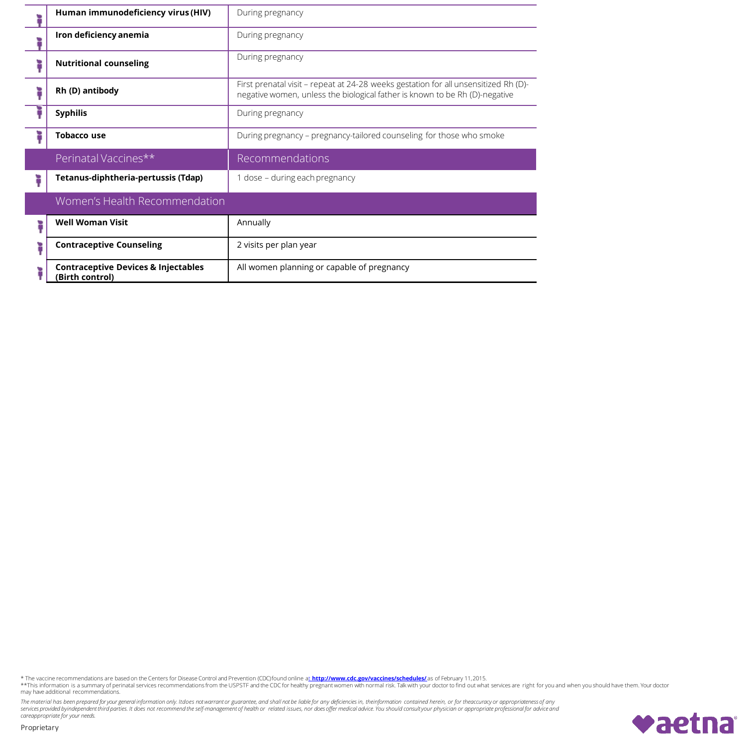| Service | Recommendation |
|---|---|
| **Human immunodeficiency virus (HIV)** | During pregnancy |
| **Iron deficiency anemia** | During pregnancy |
| **Nutritional counseling** | During pregnancy |
| **Rh (D) antibody** | First prenatal visit – repeat at 24-28 weeks gestation for all unsensitized Rh (D)-negative women, unless the biological father is known to be Rh (D)-negative |
| **Syphilis** | During pregnancy |
| **Tobacco use** | During pregnancy – pregnancy-tailored counseling for those who smoke |

| Perinatal Vaccines** | Recommendations |
|---|---|
| **Tetanus-diphtheria-pertussis (Tdap)** | 1 dose – during each pregnancy |

| Women's Health Recommendation | |
|---|---|
| **Well Woman Visit** | Annually |
| **Contraceptive Counseling** | 2 visits per plan year |
| **Contraceptive Devices & Injectables (Birth control)** | All women planning or capable of pregnancy |

* The vaccine recommendations are based on the Centers for Disease Control and Prevention (CDC) found online at **http://www.cdc.gov/vaccines/schedules/** as of February 11, 2015.
**This information is a summary of perinatal services recommendations from the USPSTF and the CDC for healthy pregnant women with normal risk. Talk with your doctor to find out what services are right for you and when you should have them. Your doctor may have additional recommendations.

*The material has been prepared for your general information only. It does not warrant or guarantee, and shall not be liable for any deficiencies in, the information contained herein, or for the accuracy or appropriateness of any services provided by independent third parties. It does not recommend the self-management of health or related issues, nor does offer medical advice. You should consult your physician or appropriate professional for advice and care appropriate for your needs.*

Proprietary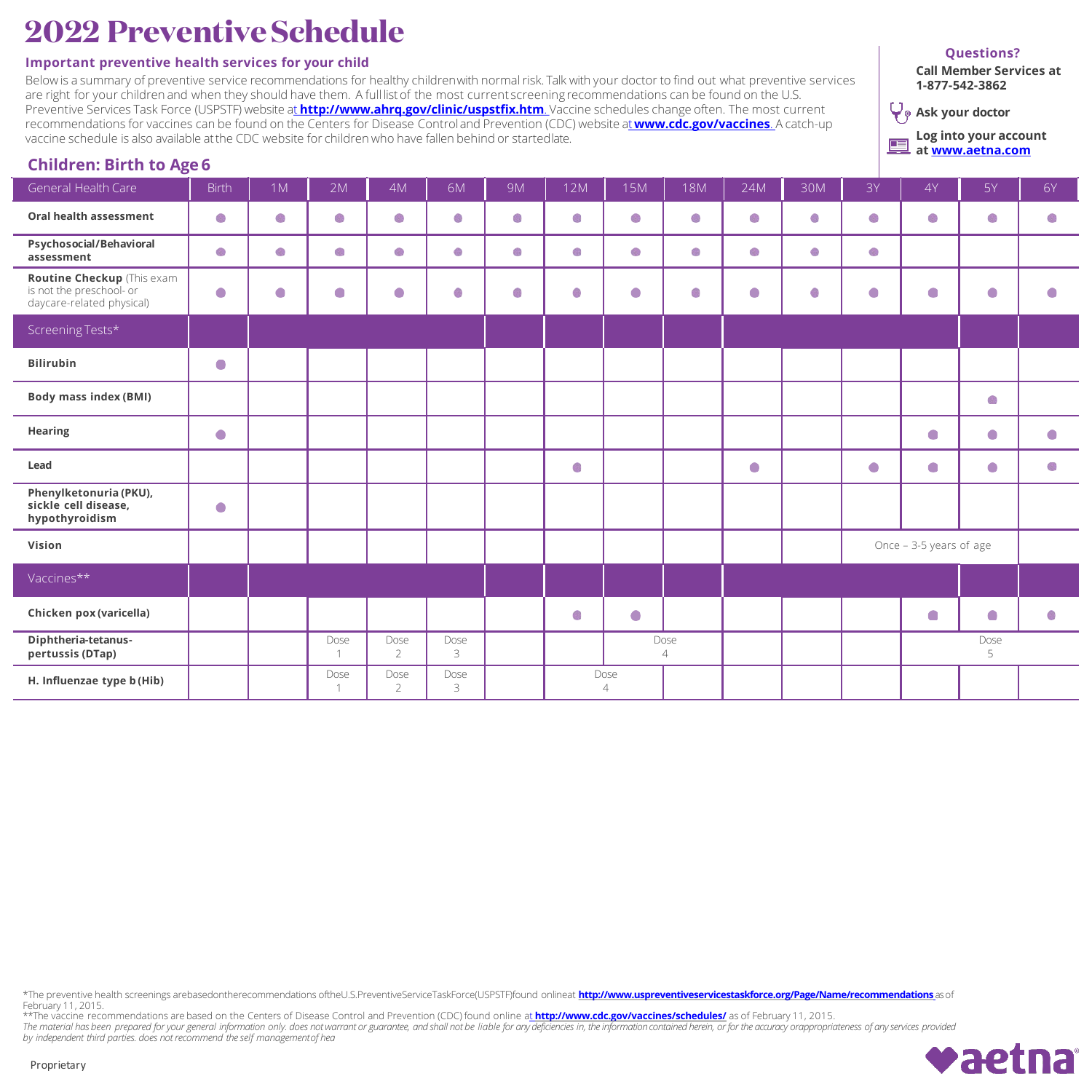# 2022 Preventive Schedule

**Important preventive health services for your child**

Below is a summary of preventive service recommendations for healthy children with normal risk. Talk with your doctor to find out what preventive services are right for your children and when they should have them. A full list of the most current screening recommendations can be found on the U.S. Preventive Services Task Force (USPSTF) website at **http://www.ahrq.gov/clinic/uspstfix.htm**. Vaccine schedules change often. The most current recommendations for vaccines can be found on the Centers for Disease Control and Prevention (CDC) website at **www.cdc.gov/vaccines**. A catch-up vaccine schedule is also available at the CDC website for children who have fallen behind or started late.

**Questions?**

**Call Member Services at 1-877-542-3862**

**Ask your doctor**

**Log into your account at www.aetna.com**

## Children: Birth to Age 6

| General Health Care | Birth | 1M | 2M | 4M | 6M | 9M | 12M | 15M | 18M | 24M | 30M | 3Y | 4Y | 5Y | 6Y |
|---|---|---|---|---|---|---|---|---|---|---|---|---|---|---|---|
| **Oral health assessment** | ● | ● | ● | ● | ● | ● | ● | ● | ● | ● | ● | ● | ● | ● | ● |
| **Psychosocial/Behavioral assessment** | ● | ● | ● | ● | ● | ● | ● | ● | ● | ● | ● | ● | | | |
| **Routine Checkup** (This exam is not the preschool- or daycare-related physical) | ● | ● | ● | ● | ● | ● | ● | ● | ● | ● | ● | ● | ● | ● | ● |
| Screening Tests* | | | | | | | | | | | | | | | |
| **Bilirubin** | ● | | | | | | | | | | | | | | |
| **Body mass index (BMI)** | | | | | | | | | | | | | | ● | |
| **Hearing** | ● | | | | | | | | | | | | ● | ● | ● |
| **Lead** | | | | | | | ● | | | ● | | ● | ● | ● | ● |
| **Phenylketonuria (PKU), sickle cell disease, hypothyroidism** | ● | | | | | | | | | | | | | | |
| **Vision** | | | | | | | | | | | | Once – 3-5 years of age | | | |
| Vaccines** | | | | | | | | | | | | | | | |
| **Chicken pox (varicella)** | | | | | | | ● | ● | | | | | ● | ● | ● |
| **Diphtheria-tetanus-pertussis (DTap)** | | | Dose 1 | Dose 2 | Dose 3 | | | Dose 4 | | | | | Dose 5 | | |
| **H. Influenzae type b (Hib)** | | | Dose 1 | Dose 2 | Dose 3 | | Dose 4 | | | | | | | | |

*The preventive health screenings are based on the recommendations of the U.S. Preventive Service Task Force (USPSTF) found online at **http://www.uspreventiveservicestaskforce.org/Page/Name/recommendations** as of February 11, 2015.

**The vaccine recommendations are based on the Centers of Disease Control and Prevention (CDC) found online at **http://www.cdc.gov/vaccines/schedules/** as of February 11, 2015.

*The material has been prepared for your general information only. does not warrant or guarantee, and shall not be liable for any deficiencies in, the information contained herein, or for the accuracy or appropriateness of any services provided by independent third parties. does not recommend the self management of hea*

Proprietary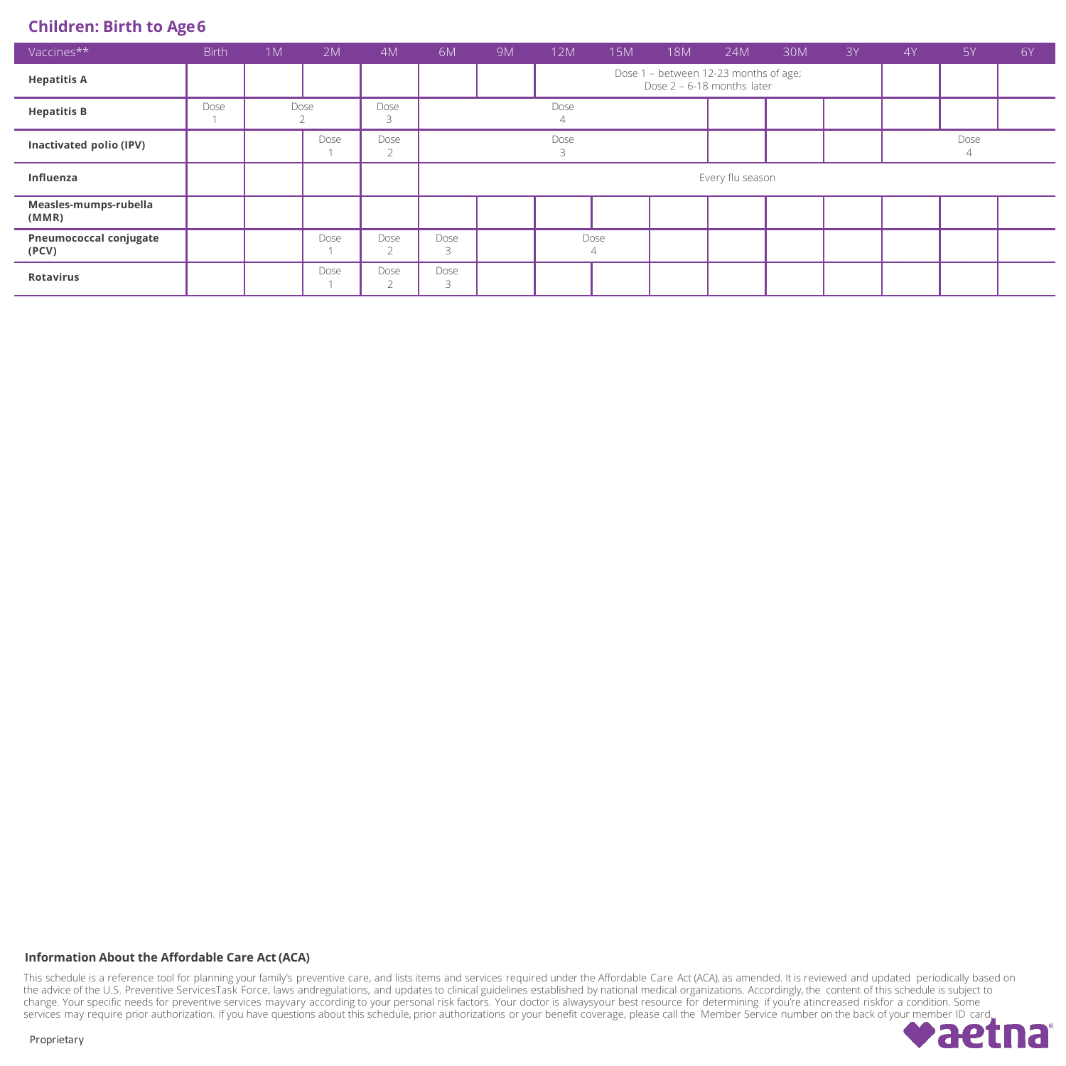## Children: Birth to Age 6

| Vaccines** | Birth | 1M | 2M | 4M | 6M | 9M | 12M | 15M | 18M | 24M | 30M | 3Y | 4Y | 5Y | 6Y |
|---|---|---|---|---|---|---|---|---|---|---|---|---|---|---|---|
| **Hepatitis A** | | | | | | | Dose 1 – between 12-23 months of age; Dose 2 – 6-18 months later | | | | | | | | |
| **Hepatitis B** | Dose 1 | Dose 2 | | Dose 3 | Dose 4 | | | | | | | | | | |
| **Inactivated polio (IPV)** | | | Dose 1 | Dose 2 | Dose 3 | | | | | | | | Dose 4 | | |
| **Influenza** | | | | | Every flu season | | | | | | | | | | |
| **Measles-mumps-rubella (MMR)** | | | | | | | | | | | | | | | |
| **Pneumococcal conjugate (PCV)** | | | Dose 1 | Dose 2 | Dose 3 | | Dose 4 | | | | | | | | |
| **Rotavirus** | | | Dose 1 | Dose 2 | Dose 3 | | | | | | | | | | |

**Information About the Affordable Care Act (ACA)**

This schedule is a reference tool for planning your family's preventive care, and lists items and services required under the Affordable Care Act (ACA), as amended. It is reviewed and updated periodically based on the advice of the U.S. Preventive Services Task Force, laws and regulations, and updates to clinical guidelines established by national medical organizations. Accordingly, the content of this schedule is subject to change. Your specific needs for preventive services may vary according to your personal risk factors. Your doctor is always your best resource for determining if you're at increased risk for a condition. Some services may require prior authorization. If you have questions about this schedule, prior authorizations or your benefit coverage, please call the Member Service number on the back of your member ID card.

Proprietary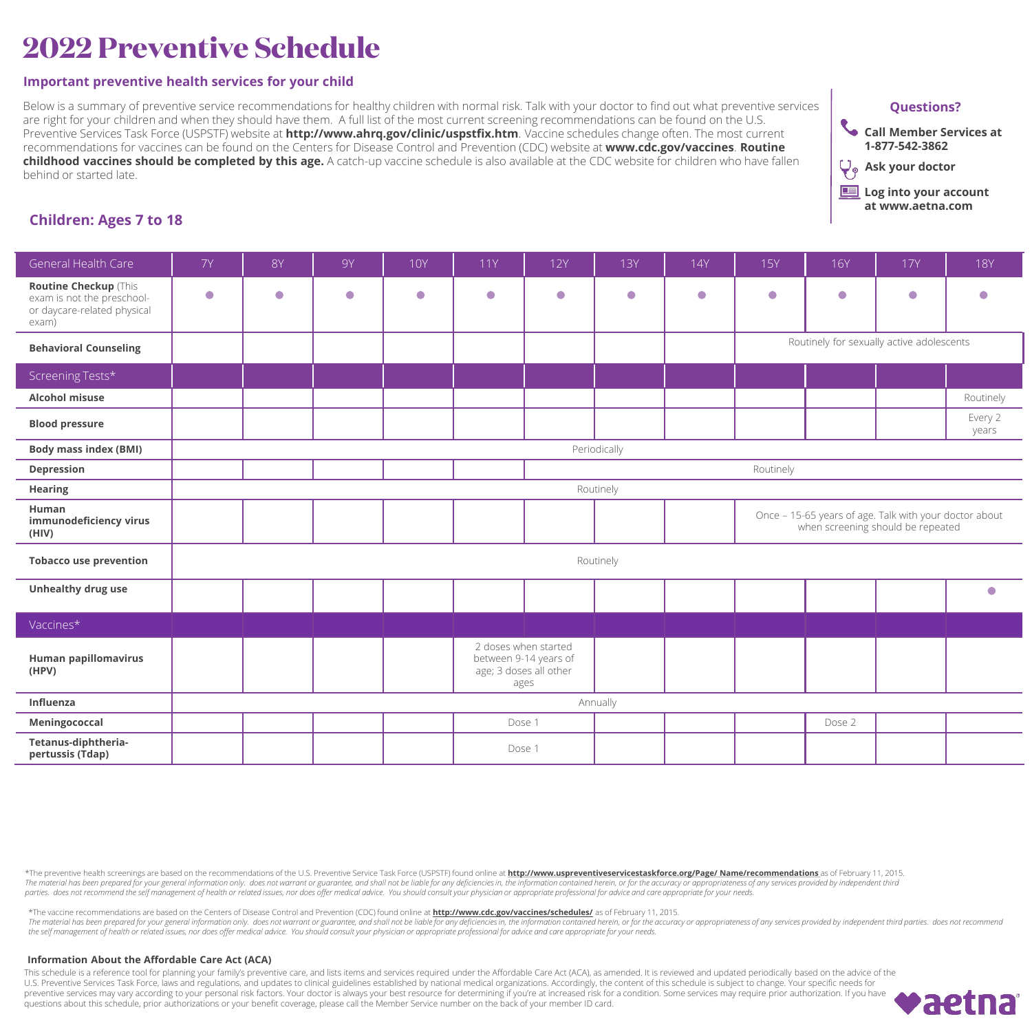# 2022 Preventive Schedule

### Important preventive health services for your child

Below is a summary of preventive service recommendations for healthy children with normal risk. Talk with your doctor to find out what preventive services are right for your children and when they should have them. A full list of the most current screening recommendations can be found on the U.S. Preventive Services Task Force (USPSTF) website at **http://www.ahrq.gov/clinic/uspstfix.htm**. Vaccine schedules change often. The most current recommendations for vaccines can be found on the Centers for Disease Control and Prevention (CDC) website at **www.cdc.gov/vaccines**. **Routine childhood vaccines should be completed by this age.** A catch-up vaccine schedule is also available at the CDC website for children who have fallen behind or started late.

**Questions?**

- **Call Member Services at 1-877-542-3862**
- **Ask your doctor**
- **Log into your account at www.aetna.com**

### Children: Ages 7 to 18

| General Health Care | 7Y | 8Y | 9Y | 10Y | 11Y | 12Y | 13Y | 14Y | 15Y | 16Y | 17Y | 18Y |
|---|---|---|---|---|---|---|---|---|---|---|---|---|
| **Routine Checkup** (This exam is not the preschool- or daycare-related physical exam) | ● | ● | ● | ● | ● | ● | ● | ● | ● | ● | ● | ● |
| **Behavioral Counseling** | | | | | | | | | Routinely for sexually active adolescents | | | |
| **Screening Tests*** | | | | | | | | | | | | |
| **Alcohol misuse** | | | | | | | | | | | | Routinely |
| **Blood pressure** | | | | | | | | | | | | Every 2 years |
| **Body mass index (BMI)** | Periodically | | | | | | | | | | | |
| **Depression** | | | | | | Routinely | | | | | | |
| **Hearing** | Routinely | | | | | | | | | | | |
| **Human immunodeficiency virus (HIV)** | | | | | | | | | Once – 15-65 years of age. Talk with your doctor about when screening should be repeated | | | |
| **Tobacco use prevention** | Routinely | | | | | | | | | | | |
| **Unhealthy drug use** | | | | | | | | | | | | ● |
| **Vaccines*** | | | | | | | | | | | | |
| **Human papillomavirus (HPV)** | | | | | 2 doses when started between 9-14 years of age; 3 doses all other ages | | | | | | | |
| **Influenza** | Annually | | | | | | | | | | | |
| **Meningococcal** | | | | | Dose 1 | | | | | Dose 2 | | |
| **Tetanus-diphtheria-pertussis (Tdap)** | | | | | Dose 1 | | | | | | | |

*The preventive health screenings are based on the recommendations of the U.S. Preventive Service Task Force (USPSTF) found online at **http://www.uspreventiveservicestaskforce.org/Page/ Name/recommendations** as of February 11, 2015.
*The material has been prepared for your general information only. does not warrant or guarantee, and shall not be liable for any deficiencies in, the information contained herein, or for the accuracy or appropriateness of any services provided by independent third parties. does not recommend the self management of health or related issues, nor does offer medical advice. You should consult your physician or appropriate professional for advice and care appropriate for your needs.*

*The vaccine recommendations are based on the Centers of Disease Control and Prevention (CDC) found online at **http://www.cdc.gov/vaccines/schedules/** as of February 11, 2015.
*The material has been prepared for your general information only. does not warrant or guarantee, and shall not be liable for any deficiencies in, the information contained herein, or for the accuracy or appropriateness of any services provided by independent third parties. does not recommend the self management of health or related issues, nor does offer medical advice. You should consult your physician or appropriate professional for advice and care appropriate for your needs.*

**Information About the Affordable Care Act (ACA)**

This schedule is a reference tool for planning your family's preventive care, and lists items and services required under the Affordable Care Act (ACA), as amended. It is reviewed and updated periodically based on the advice of the U.S. Preventive Services Task Force, laws and regulations, and updates to clinical guidelines established by national medical organizations. Accordingly, the content of this schedule is subject to change. Your specific needs for preventive services may vary according to your personal risk factors. Your doctor is always your best resource for determining if you're at increased risk for a condition. Some services may require prior authorization. If you have questions about this schedule, prior authorizations or your benefit coverage, please call the Member Service number on the back of your member ID card.

aetna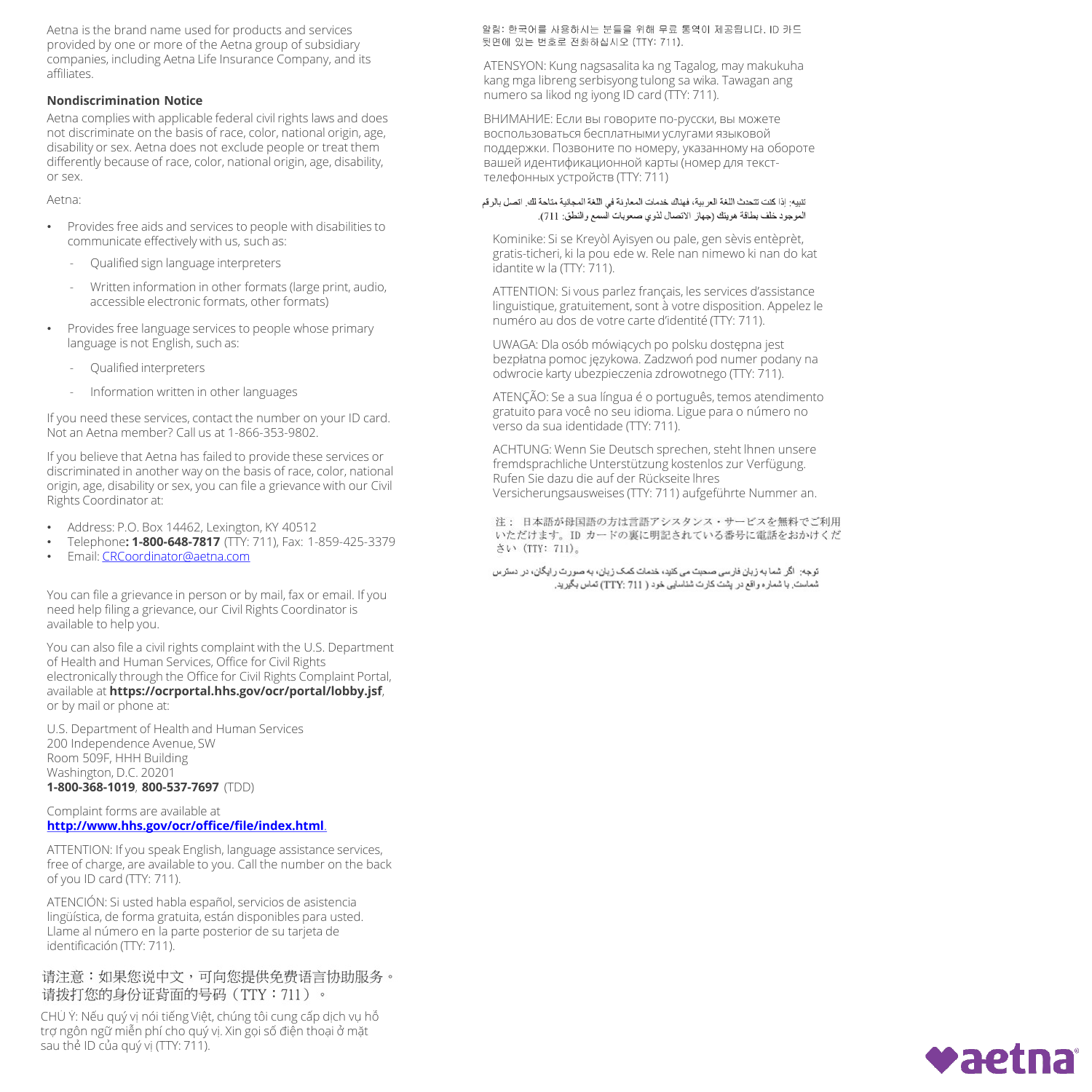Aetna is the brand name used for products and services provided by one or more of the Aetna group of subsidiary companies, including Aetna Life Insurance Company, and its affiliates.

**Nondiscrimination Notice**

Aetna complies with applicable federal civil rights laws and does not discriminate on the basis of race, color, national origin, age, disability or sex. Aetna does not exclude people or treat them differently because of race, color, national origin, age, disability, or sex.

Aetna:

- Provides free aids and services to people with disabilities to communicate effectively with us, such as:
  - Qualified sign language interpreters
  - Written information in other formats (large print, audio, accessible electronic formats, other formats)
- Provides free language services to people whose primary language is not English, such as:
  - Qualified interpreters
  - Information written in other languages

If you need these services, contact the number on your ID card. Not an Aetna member? Call us at 1-866-353-9802.

If you believe that Aetna has failed to provide these services or discriminated in another way on the basis of race, color, national origin, age, disability or sex, you can file a grievance with our Civil Rights Coordinator at:

- Address: P.O. Box 14462, Lexington, KY 40512
- Telephone**: 1-800-648-7817** (TTY: 711), Fax: 1-859-425-3379
- Email: CRCoordinator@aetna.com

You can file a grievance in person or by mail, fax or email. If you need help filing a grievance, our Civil Rights Coordinator is available to help you.

You can also file a civil rights complaint with the U.S. Department of Health and Human Services, Office for Civil Rights electronically through the Office for Civil Rights Complaint Portal, available at **https://ocrportal.hhs.gov/ocr/portal/lobby.jsf**, or by mail or phone at:

U.S. Department of Health and Human Services
200 Independence Avenue, SW
Room 509F, HHH Building
Washington, D.C. 20201
**1-800-368-1019**, **800-537-7697** (TDD)

Complaint forms are available at
**http://www.hhs.gov/ocr/office/file/index.html**.

ATTENTION: If you speak English, language assistance services, free of charge, are available to you. Call the number on the back of you ID card (TTY: 711).

ATENCIÓN: Si usted habla español, servicios de asistencia lingüística, de forma gratuita, están disponibles para usted. Llame al número en la parte posterior de su tarjeta de identificación (TTY: 711).

请注意：如果您说中文，可向您提供免费语言协助服务。请拨打您的身份证背面的号码（TTY：711）。

CHÚ Ý: Nếu quý vị nói tiếng Việt, chúng tôi cung cấp dịch vụ hỗ trợ ngôn ngữ miễn phí cho quý vị. Xin gọi số điện thoại ở mặt sau thẻ ID của quý vị (TTY: 711).

알림: 한국어를 사용하시는 분들을 위해 무료 통역이 제공됩니다. ID 카드 뒤면에 있는 번호로 전화하십시오 (TTY: 711).

ATENSYON: Kung nagsasalita ka ng Tagalog, may makukuha kang mga libreng serbisyong tulong sa wika. Tawagan ang numero sa likod ng iyong ID card (TTY: 711).

ВНИМАНИЕ: Если вы говорите по-русски, вы можете воспользоваться бесплатными услугами языковой поддержки. Позвоните по номеру, указанному на обороте вашей идентификационной карты (номер для текст-телефонных устройств (TTY: 711)

تنبيه: إذا كنت تتحدث اللغة العربية، فهناك خدمات المعاونة في اللغة المجانية متاحة لك. اتصل بالرقم الموجود خلف بطاقة هويتك (جهاز الاتصال لذوي صعوبات السمع والنطق: 711).

Kominike: Si se Kreyòl Ayisyen ou pale, gen sèvis entèprèt, gratis-ticheri, ki la pou ede w. Rele nan nimewo ki nan do kat idantite w la (TTY: 711).

ATTENTION: Si vous parlez français, les services d'assistance linguistique, gratuitement, sont à votre disposition. Appelez le numéro au dos de votre carte d'identité (TTY: 711).

UWAGA: Dla osób mówiących po polsku dostępna jest bezpłatna pomoc językowa. Zadzwoń pod numer podany na odwrocie karty ubezpieczenia zdrowotnego (TTY: 711).

ATENÇÃO: Se a sua língua é o português, temos atendimento gratuito para você no seu idioma. Ligue para o número no verso da sua identidade (TTY: 711).

ACHTUNG: Wenn Sie Deutsch sprechen, steht Ihnen unsere fremdsprachliche Unterstützung kostenlos zur Verfügung. Rufen Sie dazu die auf der Rückseite Ihres Versicherungsausweises (TTY: 711) aufgeführte Nummer an.

注： 日本語が母国語の方は言語アシスタンス・サービスを無料でご利用いただけます。ID カードの裏に明記されている番号に電話をおかけください（TTY: 711)。

توجه: اگر شما به زبان فارسی صحبت می کنید، خدمات کمک زبان، به صورت رایگان، در دسترس شماست. با شماره واقع در پشت کارت شناسایی خود ( TTY: 711) تماس بگیرید.

aetna